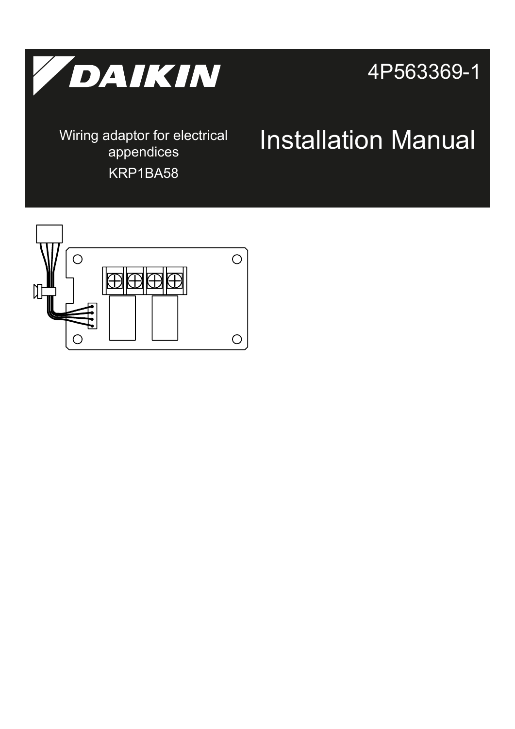DAIKIN

4P563369-1

Wiring adaptor for electrical appendices

KRP1BA58

# Installation Manual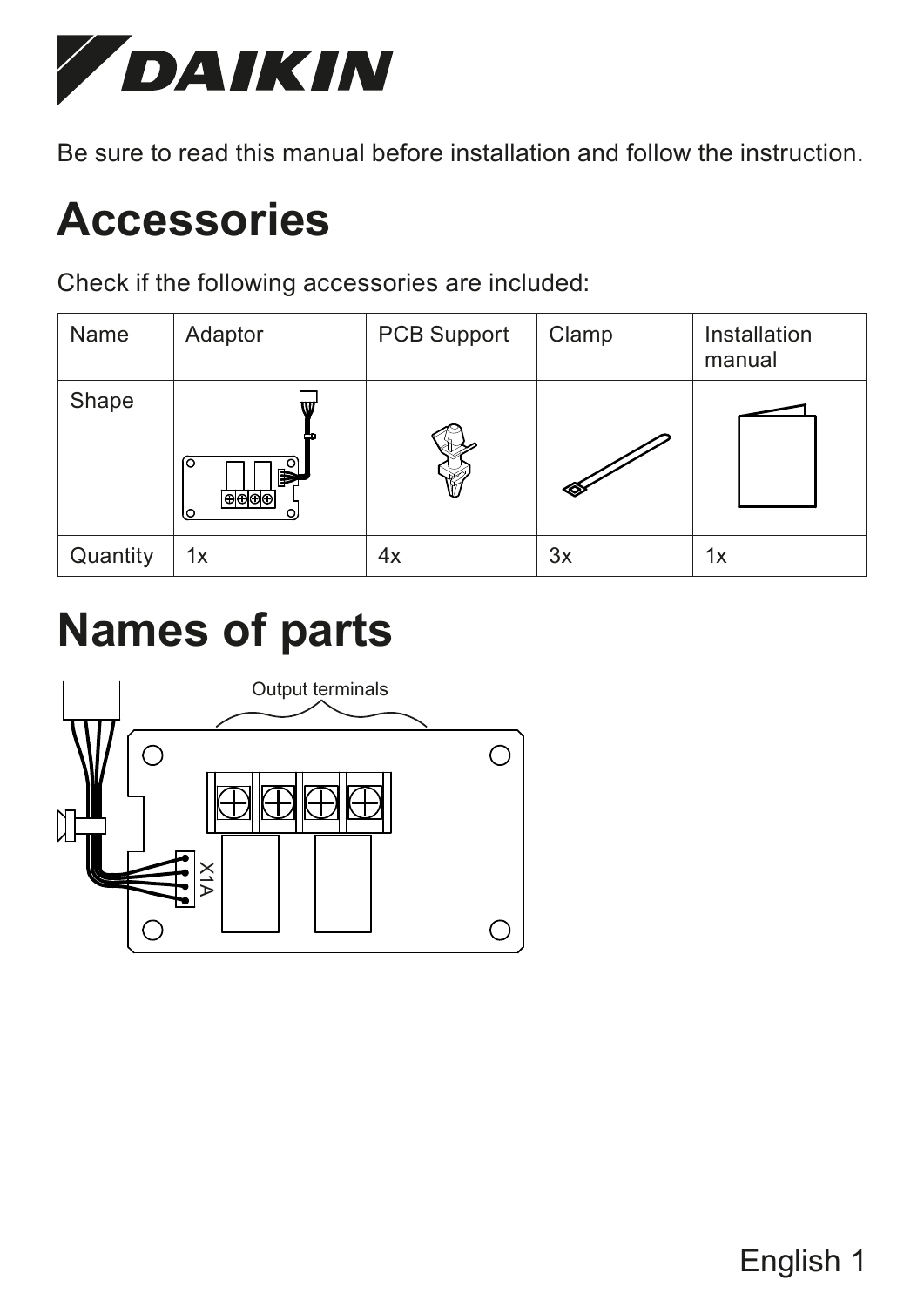# DAIKIN

Be sure to read this manual before installation and follow the instruction.

# Accessories

Check if the following accessories are included:

| Name | Adaptor | PCB Support | Clamp | Installation manual |
|---|---|---|---|---|
| Shape | | | | |
| Quantity | 1x | 4x | 3x | 1x |

# Names of parts

Output terminals

X1A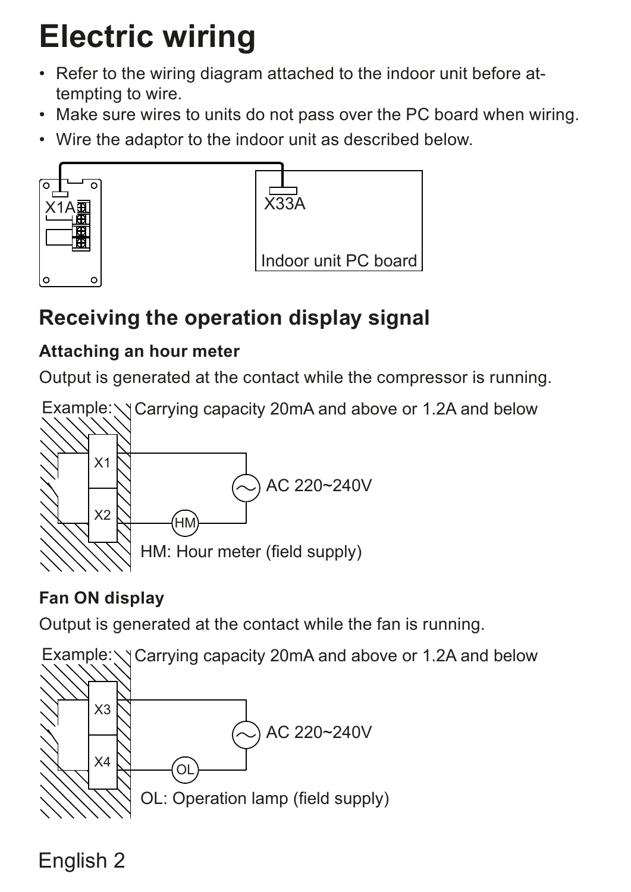# Electric wiring

- Refer to the wiring diagram attached to the indoor unit before attempting to wire.
- Make sure wires to units do not pass over the PC board when wiring.
- Wire the adaptor to the indoor unit as described below.

X1A

X33A

Indoor unit PC board

## Receiving the operation display signal

### Attaching an hour meter

Output is generated at the contact while the compressor is running.

Example: Carrying capacity 20mA and above or 1.2A and below

X1

X2

HM

AC 220~240V

HM: Hour meter (field supply)

### Fan ON display

Output is generated at the contact while the fan is running.

Example: Carrying capacity 20mA and above or 1.2A and below

X3

X4

OL

AC 220~240V

OL: Operation lamp (field supply)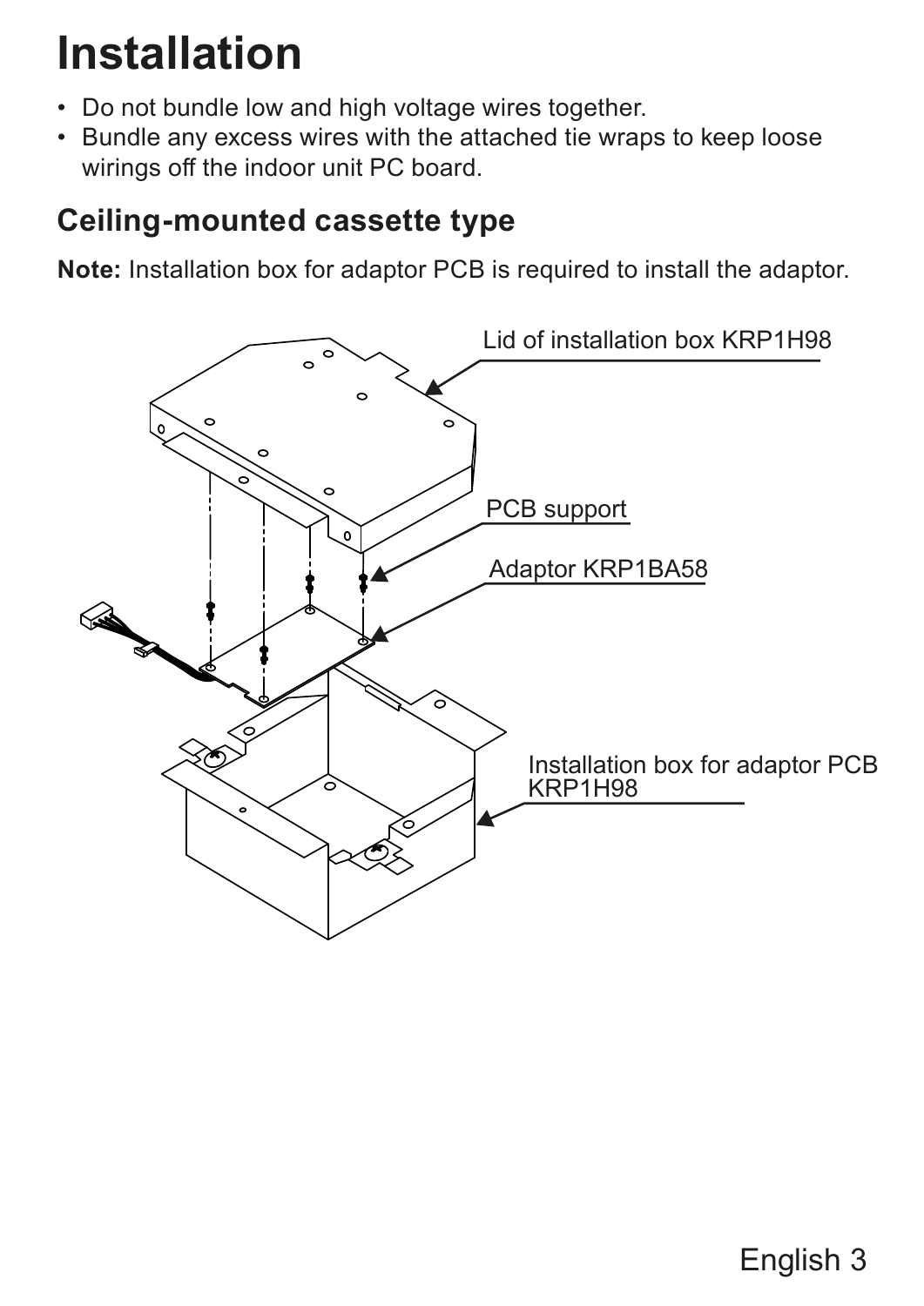# Installation

- Do not bundle low and high voltage wires together.
- Bundle any excess wires with the attached tie wraps to keep loose wirings off the indoor unit PC board.

## Ceiling-mounted cassette type

**Note:** Installation box for adaptor PCB is required to install the adaptor.

Lid of installation box KRP1H98

PCB support

Adaptor KRP1BA58

Installation box for adaptor PCB KRP1H98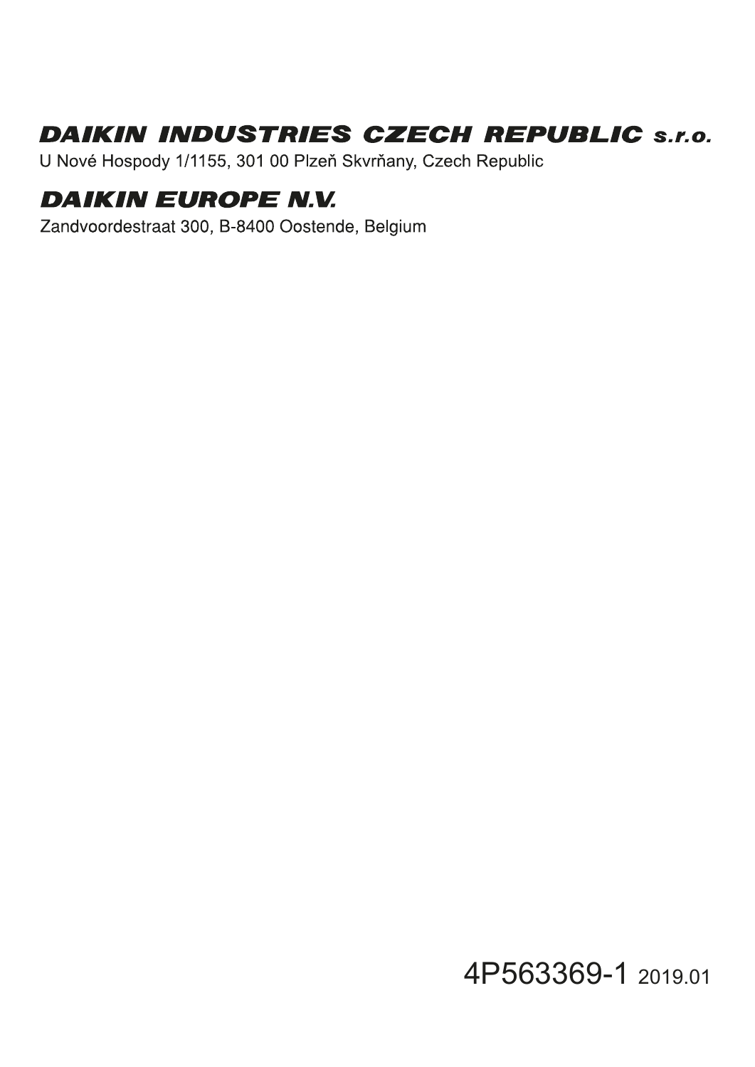**DAIKIN INDUSTRIES CZECH REPUBLIC s.r.o.**

U Nové Hospody 1/1155, 301 00 Plzeň Skvrňany, Czech Republic

**DAIKIN EUROPE N.V.**

Zandvoordestraat 300, B-8400 Oostende, Belgium

4P563369-1 2019.01